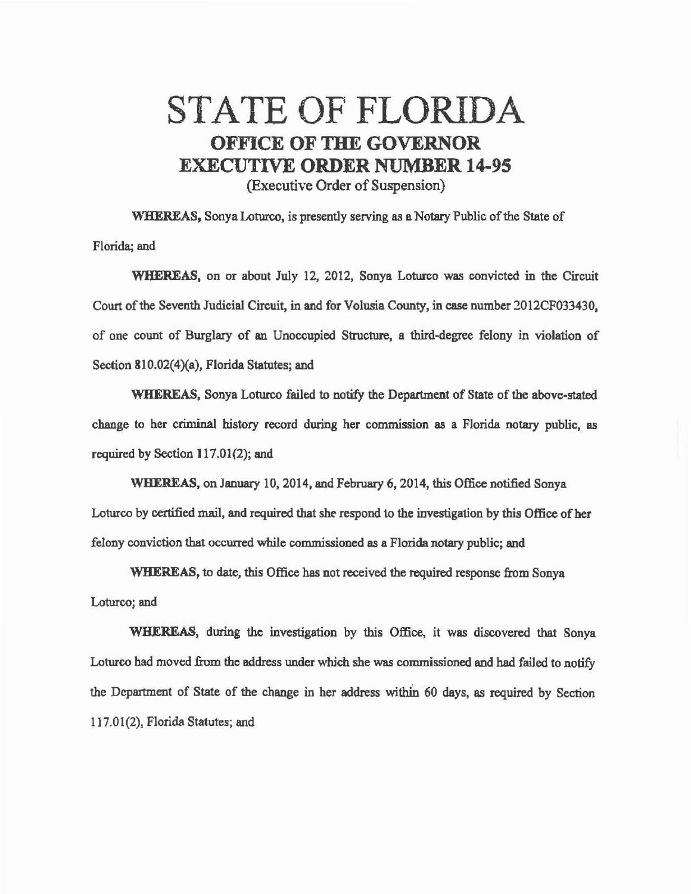# STATE OF FLORIDA

## OFFICE OF THE GOVERNOR

## EXECUTIVE ORDER NUMBER 14-95

(Executive Order of Suspension)

**WHEREAS,** Sonya Loturco, is presently serving as a Notary Public of the State of Florida; and

**WHEREAS,** on or about July 12, 2012, Sonya Loturco was convicted in the Circuit Court of the Seventh Judicial Circuit, in and for Volusia County, in case number 2012CF033430, of one count of Burglary of an Unoccupied Structure, a third-degree felony in violation of Section 810.02(4)(a), Florida Statutes; and

**WHEREAS,** Sonya Loturco failed to notify the Department of State of the above-stated change to her criminal history record during her commission as a Florida notary public, as required by Section 117.01(2); and

**WHEREAS,** on January 10, 2014, and February 6, 2014, this Office notified Sonya Loturco by certified mail, and required that she respond to the investigation by this Office of her felony conviction that occurred while commissioned as a Florida notary public; and

**WHEREAS,** to date, this Office has not received the required response from Sonya Loturco; and

**WHEREAS,** during the investigation by this Office, it was discovered that Sonya Loturco had moved from the address under which she was commissioned and had failed to notify the Department of State of the change in her address within 60 days, as required by Section 117.01(2), Florida Statutes; and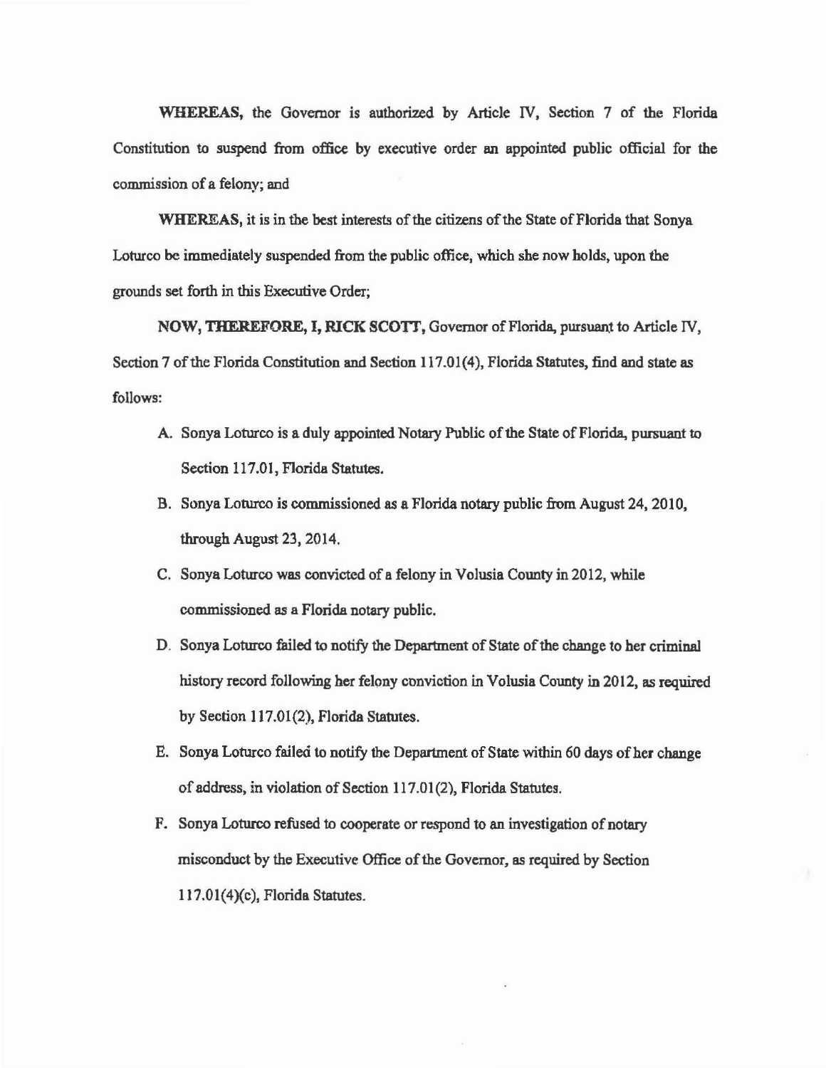**WHEREAS,** the Governor is authorized by Article IV, Section 7 of the Florida Constitution to suspend from office by executive order an appointed public official for the commission of a felony; and

**WHEREAS,** it is in the best interests of the citizens of the State of Florida that Sonya Loturco be immediately suspended from the public office, which she now holds, upon the grounds set forth in this Executive Order;

**NOW, THEREFORE, I, RICK SCOTT,** Governor of Florida, pursuant to Article IV, Section 7 of the Florida Constitution and Section 117.01(4), Florida Statutes, find and state as follows:

A. Sonya Loturco is a duly appointed Notary Public of the State of Florida, pursuant to Section 117.01, Florida Statutes.

B. Sonya Loturco is commissioned as a Florida notary public from August 24, 2010, through August 23, 2014.

C. Sonya Loturco was convicted of a felony in Volusia County in 2012, while commissioned as a Florida notary public.

D. Sonya Loturco failed to notify the Department of State of the change to her criminal history record following her felony conviction in Volusia County in 2012, as required by Section 117.01(2), Florida Statutes.

E. Sonya Loturco failed to notify the Department of State within 60 days of her change of address, in violation of Section 117.01(2), Florida Statutes.

F. Sonya Loturco refused to cooperate or respond to an investigation of notary misconduct by the Executive Office of the Governor, as required by Section 117.01(4)(c), Florida Statutes.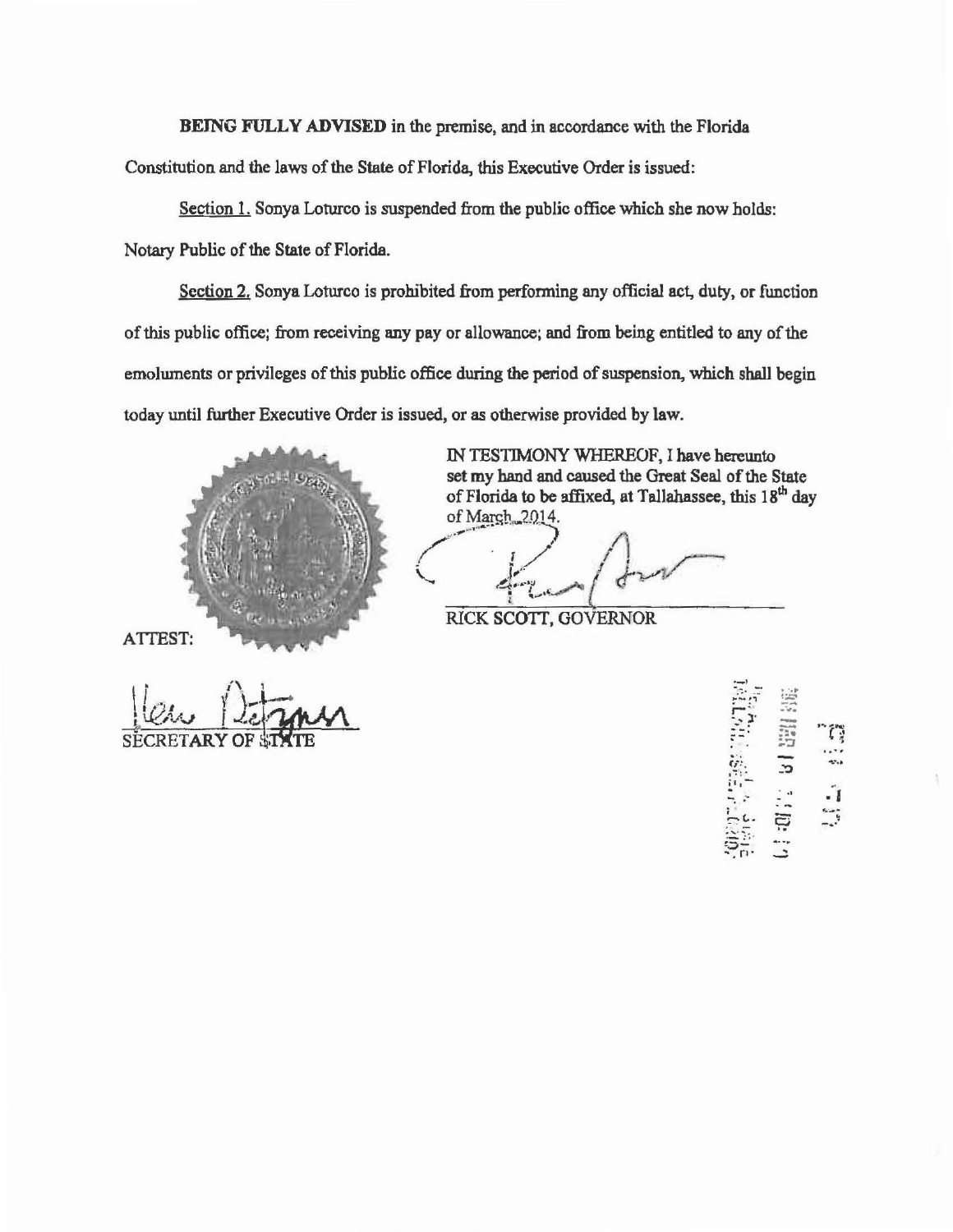**BEING FULLY ADVISED** in the premise, and in accordance with the Florida Constitution and the laws of the State of Florida, this Executive Order is issued:

Section 1. Sonya Loturco is suspended from the public office which she now holds: Notary Public of the State of Florida.

Section 2. Sonya Loturco is prohibited from performing any official act, duty, or function of this public office; from receiving any pay or allowance; and from being entitled to any of the emoluments or privileges of this public office during the period of suspension, which shall begin today until further Executive Order is issued, or as otherwise provided by law.

IN TESTIMONY WHEREOF, I have hereunto set my hand and caused the Great Seal of the State of Florida to be affixed, at Tallahassee, this 18th day of March, 2014.

RICK SCOTT, GOVERNOR

ATTEST:

SECRETARY OF STATE